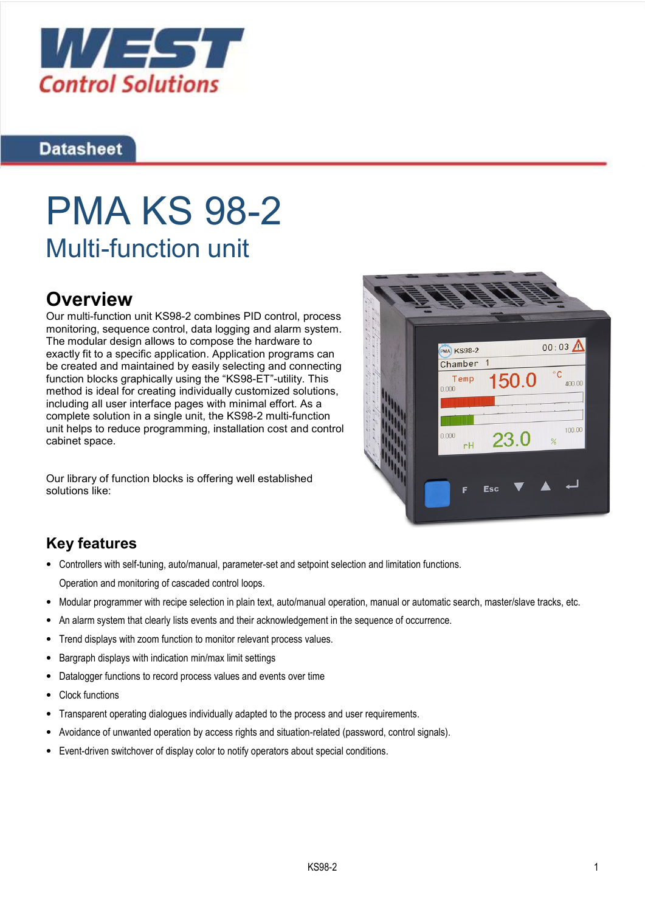WEST
Control Solutions

Datasheet

# PMA KS 98-2

## Multi-function unit

## Overview

Our multi-function unit KS98-2 combines PID control, process monitoring, sequence control, data logging and alarm system. The modular design allows to compose the hardware to exactly fit to a specific application. Application programs can be created and maintained by easily selecting and connecting function blocks graphically using the "KS98-ET"-utility. This method is ideal for creating individually customized solutions, including all user interface pages with minimal effort. As a complete solution in a single unit, the KS98-2 multi-function unit helps to reduce programming, installation cost and control cabinet space.

Our library of function blocks is offering well established solutions like:

## Key features

- Controllers with self-tuning, auto/manual, parameter-set and setpoint selection and limitation functions.
  Operation and monitoring of cascaded control loops.
- Modular programmer with recipe selection in plain text, auto/manual operation, manual or automatic search, master/slave tracks, etc.
- An alarm system that clearly lists events and their acknowledgement in the sequence of occurrence.
- Trend displays with zoom function to monitor relevant process values.
- Bargraph displays with indication min/max limit settings
- Datalogger functions to record process values and events over time
- Clock functions
- Transparent operating dialogues individually adapted to the process and user requirements.
- Avoidance of unwanted operation by access rights and situation-related (password, control signals).
- Event-driven switchover of display color to notify operators about special conditions.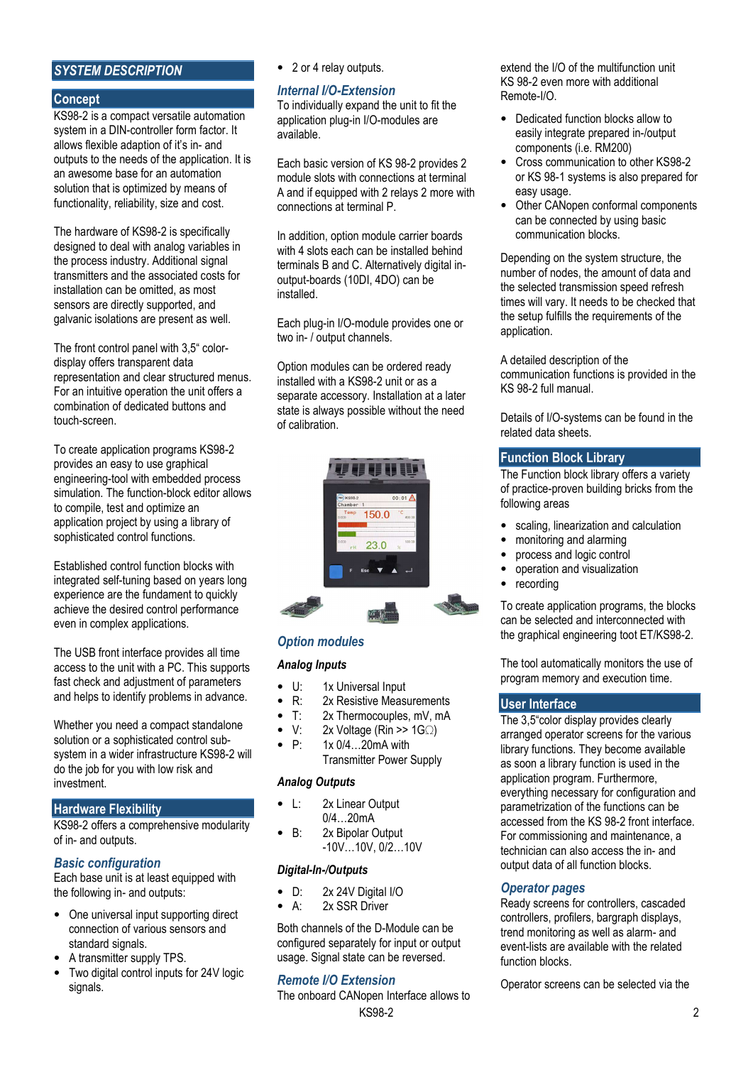## SYSTEM DESCRIPTION

### Concept

KS98-2 is a compact versatile automation system in a DIN-controller form factor. It allows flexible adaption of it's in- and outputs to the needs of the application. It is an awesome base for an automation solution that is optimized by means of functionality, reliability, size and cost.

The hardware of KS98-2 is specifically designed to deal with analog variables in the process industry. Additional signal transmitters and the associated costs for installation can be omitted, as most sensors are directly supported, and galvanic isolations are present as well.

The front control panel with 3,5" color-display offers transparent data representation and clear structured menus. For an intuitive operation the unit offers a combination of dedicated buttons and touch-screen.

To create application programs KS98-2 provides an easy to use graphical engineering-tool with embedded process simulation. The function-block editor allows to compile, test and optimize an application project by using a library of sophisticated control functions.

Established control function blocks with integrated self-tuning based on years long experience are the fundament to quickly achieve the desired control performance even in complex applications.

The USB front interface provides all time access to the unit with a PC. This supports fast check and adjustment of parameters and helps to identify problems in advance.

Whether you need a compact standalone solution or a sophisticated control sub-system in a wider infrastructure KS98-2 will do the job for you with low risk and investment.

### Hardware Flexibility

KS98-2 offers a comprehensive modularity of in- and outputs.

#### *Basic configuration*

Each base unit is at least equipped with the following in- and outputs:

- One universal input supporting direct connection of various sensors and standard signals.
- A transmitter supply TPS.
- Two digital control inputs for 24V logic signals.
- 2 or 4 relay outputs.

#### *Internal I/O-Extension*

To individually expand the unit to fit the application plug-in I/O-modules are available.

Each basic version of KS 98-2 provides 2 module slots with connections at terminal A and if equipped with 2 relays 2 more with connections at terminal P.

In addition, option module carrier boards with 4 slots each can be installed behind terminals B and C. Alternatively digital in-output-boards (10DI, 4DO) can be installed.

Each plug-in I/O-module provides one or two in- / output channels.

Option modules can be ordered ready installed with a KS98-2 unit or as a separate accessory. Installation at a later state is always possible without the need of calibration.

#### *Option modules*

**Analog Inputs**

- U: 1x Universal Input
- R: 2x Resistive Measurements
- T: 2x Thermocouples, mV, mA
- V: 2x Voltage (Rin >> 1GΩ)
- P: 1x 0/4…20mA with Transmitter Power Supply

**Analog Outputs**

- L: 2x Linear Output 0/4…20mA
- B: 2x Bipolar Output -10V…10V, 0/2…10V

**Digital-In-/Outputs**

- D: 2x 24V Digital I/O
- A: 2x SSR Driver

Both channels of the D-Module can be configured separately for input or output usage. Signal state can be reversed.

#### *Remote I/O Extension*

The onboard CANopen Interface allows to extend the I/O of the multifunction unit KS 98-2 even more with additional Remote-I/O.

- Dedicated function blocks allow to easily integrate prepared in-/output components (i.e. RM200)
- Cross communication to other KS98-2 or KS 98-1 systems is also prepared for easy usage.
- Other CANopen conformal components can be connected by using basic communication blocks.

Depending on the system structure, the number of nodes, the amount of data and the selected transmission speed refresh times will vary. It needs to be checked that the setup fulfills the requirements of the application.

A detailed description of the communication functions is provided in the KS 98-2 full manual.

Details of I/O-systems can be found in the related data sheets.

### Function Block Library

The Function block library offers a variety of practice-proven building bricks from the following areas

- scaling, linearization and calculation
- monitoring and alarming
- process and logic control
- operation and visualization
- recording

To create application programs, the blocks can be selected and interconnected with the graphical engineering toot ET/KS98-2.

The tool automatically monitors the use of program memory and execution time.

### User Interface

The 3,5"color display provides clearly arranged operator screens for the various library functions. They become available as soon a library function is used in the application program. Furthermore, everything necessary for configuration and parametrization of the functions can be accessed from the KS 98-2 front interface. For commissioning and maintenance, a technician can also access the in- and output data of all function blocks.

#### *Operator pages*

Ready screens for controllers, cascaded controllers, profilers, bargraph displays, trend monitoring as well as alarm- and event-lists are available with the related function blocks.

Operator screens can be selected via the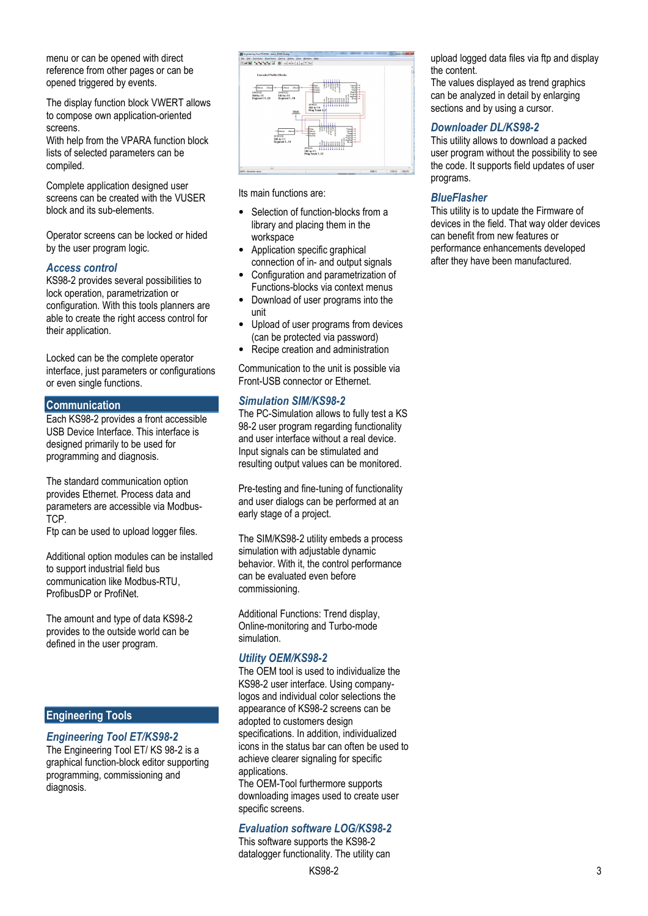menu or can be opened with direct reference from other pages or can be opened triggered by events.

The display function block VWERT allows to compose own application-oriented screens.
With help from the VPARA function block lists of selected parameters can be compiled.

Complete application designed user screens can be created with the VUSER block and its sub-elements.

Operator screens can be locked or hided by the user program logic.

### Access control

KS98-2 provides several possibilities to lock operation, parametrization or configuration. With this tools planners are able to create the right access control for their application.

Locked can be the complete operator interface, just parameters or configurations or even single functions.

## Communication

Each KS98-2 provides a front accessible USB Device Interface. This interface is designed primarily to be used for programming and diagnosis.

The standard communication option provides Ethernet. Process data and parameters are accessible via Modbus-TCP.
Ftp can be used to upload logger files.

Additional option modules can be installed to support industrial field bus communication like Modbus-RTU, ProfibusDP or ProfiNet.

The amount and type of data KS98-2 provides to the outside world can be defined in the user program.

## Engineering Tools

### Engineering Tool ET/KS98-2

The Engineering Tool ET/ KS 98-2 is a graphical function-block editor supporting programming, commissioning and diagnosis.

Its main functions are:

- Selection of function-blocks from a library and placing them in the workspace
- Application specific graphical connection of in- and output signals
- Configuration and parametrization of Functions-blocks via context menus
- Download of user programs into the unit
- Upload of user programs from devices (can be protected via password)
- Recipe creation and administration

Communication to the unit is possible via Front-USB connector or Ethernet.

### Simulation SIM/KS98-2

The PC-Simulation allows to fully test a KS 98-2 user program regarding functionality and user interface without a real device. Input signals can be stimulated and resulting output values can be monitored.

Pre-testing and fine-tuning of functionality and user dialogs can be performed at an early stage of a project.

The SIM/KS98-2 utility embeds a process simulation with adjustable dynamic behavior. With it, the control performance can be evaluated even before commissioning.

Additional Functions: Trend display, Online-monitoring and Turbo-mode simulation.

### Utility OEM/KS98-2

The OEM tool is used to individualize the KS98-2 user interface. Using company-logos and individual color selections the appearance of KS98-2 screens can be adopted to customers design specifications. In addition, individualized icons in the status bar can often be used to achieve clearer signaling for specific applications.
The OEM-Tool furthermore supports downloading images used to create user specific screens.

### Evaluation software LOG/KS98-2

This software supports the KS98-2 datalogger functionality. The utility can upload logged data files via ftp and display the content.
The values displayed as trend graphics can be analyzed in detail by enlarging sections and by using a cursor.

### Downloader DL/KS98-2

This utility allows to download a packed user program without the possibility to see the code. It supports field updates of user programs.

### BlueFlasher

This utility is to update the Firmware of devices in the field. That way older devices can benefit from new features or performance enhancements developed after they have been manufactured.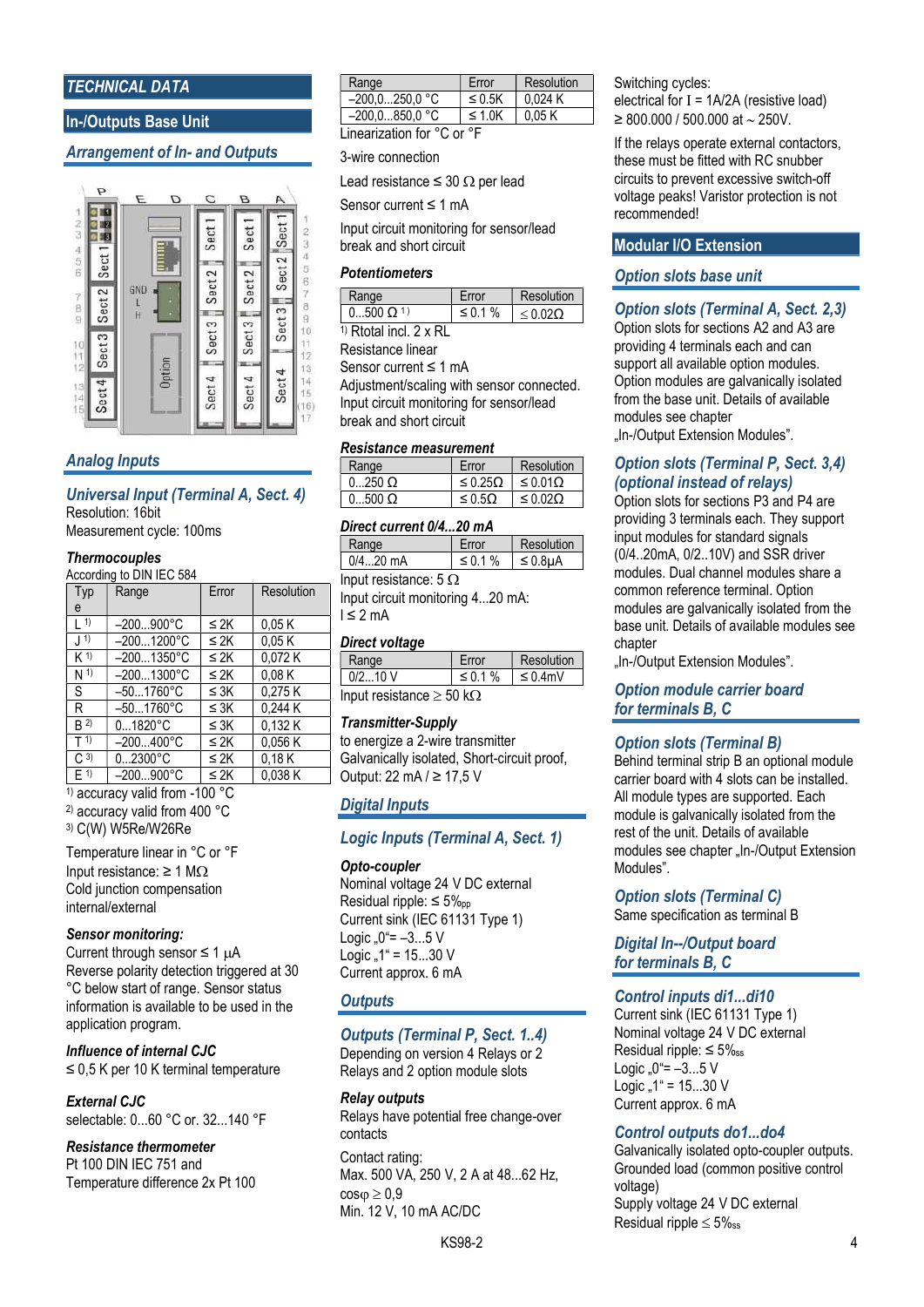# TECHNICAL DATA

## In-/Outputs Base Unit

### *Arrangement of In- and Outputs*

### *Analog Inputs*

#### *Universal Input (Terminal A, Sect. 4)*

Resolution: 16bit
Measurement cycle: 100ms

**Thermocouples**

According to DIN IEC 584

| Type | Range | Error | Resolution |
|---|---|---|---|
| L [1] | –200...900°C | ≤ 2K | 0,05 K |
| J [1] | –200...1200°C | ≤ 2K | 0,05 K |
| K [1] | –200...1350°C | ≤ 2K | 0,072 K |
| N [1] | –200...1300°C | ≤ 2K | 0,08 K |
| S | –50...1760°C | ≤ 3K | 0,275 K |
| R | –50...1760°C | ≤ 3K | 0,244 K |
| B [2] | 0...1820°C | ≤ 3K | 0,132 K |
| T [1] | –200...400°C | ≤ 2K | 0,056 K |
| C [3] | 0...2300°C | ≤ 2K | 0,18 K |
| E [1] | –200...900°C | ≤ 2K | 0,038 K |

[1] accuracy valid from -100 °C
[2] accuracy valid from 400 °C
[3] C(W) W5Re/W26Re

Temperature linear in °C or °F
Input resistance: ≥ 1 MΩ
Cold junction compensation internal/external

**Sensor monitoring:**

Current through sensor ≤ 1 µA
Reverse polarity detection triggered at 30 °C below start of range. Sensor status information is available to be used in the application program.

**Influence of internal CJC**

≤ 0,5 K per 10 K terminal temperature

**External CJC**

selectable: 0...60 °C or. 32...140 °F

**Resistance thermometer**

Pt 100 DIN IEC 751 and
Temperature difference 2x Pt 100

| Range | Error | Resolution |
|---|---|---|
| –200,0...250,0 °C | ≤ 0.5K | 0,024 K |
| –200,0...850,0 °C | ≤ 1.0K | 0,05 K |

Linearization for °C or °F

3-wire connection

Lead resistance ≤ 30 Ω per lead

Sensor current ≤ 1 mA

Input circuit monitoring for sensor/lead break and short circuit

**Potentiometers**

| Range | Error | Resolution |
|---|---|---|
| 0...500 Ω [1] | ≤ 0.1 % | ≤ 0.02Ω |

[1] Rtotal incl. 2 x RL
Resistance linear
Sensor current ≤ 1 mA
Adjustment/scaling with sensor connected.
Input circuit monitoring for sensor/lead break and short circuit

**Resistance measurement**

| Range | Error | Resolution |
|---|---|---|
| 0...250 Ω | ≤ 0.25Ω | ≤ 0.01Ω |
| 0...500 Ω | ≤ 0.5Ω | ≤ 0.02Ω |

**Direct current 0/4...20 mA**

| Range | Error | Resolution |
|---|---|---|
| 0/4...20 mA | ≤ 0.1 % | ≤ 0.8µA |

Input resistance: 5 Ω
Input circuit monitoring 4...20 mA:
I ≤ 2 mA

**Direct voltage**

| Range | Error | Resolution |
|---|---|---|
| 0/2...10 V | ≤ 0.1 % | ≤ 0.4mV |

Input resistance ≥ 50 kΩ

**Transmitter-Supply**

to energize a 2-wire transmitter
Galvanically isolated, Short-circuit proof,
Output: 22 mA / ≥ 17,5 V

### *Digital Inputs*

#### *Logic Inputs (Terminal A, Sect. 1)*

**Opto-coupler**

Nominal voltage 24 V DC external
Residual ripple: ≤ 5%$_{pp}$
Current sink (IEC 61131 Type 1)
Logic „0"= –3...5 V
Logic „1" = 15...30 V
Current approx. 6 mA

### *Outputs*

#### *Outputs (Terminal P, Sect. 1..4)*

Depending on version 4 Relays or 2 Relays and 2 option module slots

**Relay outputs**

Relays have potential free change-over contacts

Contact rating:
Max. 500 VA, 250 V, 2 A at 48...62 Hz, cosφ ≥ 0,9
Min. 12 V, 10 mA AC/DC

Switching cycles:
electrical for I = 1A/2A (resistive load)
≥ 800.000 / 500.000 at ~ 250V.

If the relays operate external contactors, these must be fitted with RC snubber circuits to prevent excessive switch-off voltage peaks! Varistor protection is not recommended!

## Modular I/O Extension

### *Option slots base unit*

#### *Option slots (Terminal A, Sect. 2,3)*

Option slots for sections A2 and A3 are providing 4 terminals each and can support all available option modules. Option modules are galvanically isolated from the base unit. Details of available modules see chapter „In-/Output Extension Modules".

#### *Option slots (Terminal P, Sect. 3,4) (optional instead of relays)*

Option slots for sections P3 and P4 are providing 3 terminals each. They support input modules for standard signals (0/4..20mA, 0/2..10V) and SSR driver modules. Dual channel modules share a common reference terminal. Option modules are galvanically isolated from the base unit. Details of available modules see chapter
„In-/Output Extension Modules".

### *Option module carrier board for terminals B, C*

#### *Option slots (Terminal B)*

Behind terminal strip B an optional module carrier board with 4 slots can be installed. All module types are supported. Each module is galvanically isolated from the rest of the unit. Details of available modules see chapter „In-/Output Extension Modules".

#### *Option slots (Terminal C)*

Same specification as terminal B

### *Digital In--/Output board for terminals B, C*

#### *Control inputs di1...di10*

Current sink (IEC 61131 Type 1)
Nominal voltage 24 V DC external
Residual ripple: ≤ 5%$_{ss}$
Logic „0"= –3...5 V
Logic „1" = 15...30 V
Current approx. 6 mA

#### *Control outputs do1...do4*

Galvanically isolated opto-coupler outputs. Grounded load (common positive control voltage)
Supply voltage 24 V DC external
Residual ripple ≤ 5%$_{ss}$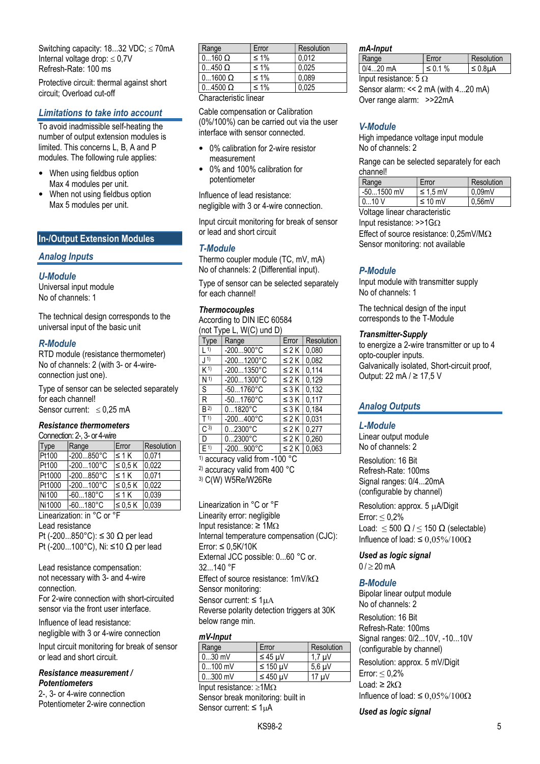Switching capacity: 18...32 VDC; ≤ 70mA
Internal voltage drop: ≤ 0,7V
Refresh-Rate: 100 ms

Protective circuit: thermal against short circuit; Overload cut-off

## Limitations to take into account

To avoid inadmissible self-heating the number of output extension modules is limited. This concerns L, B, A and P modules. The following rule applies:

- When using fieldbus option Max 4 modules per unit.
- When not using fieldbus option Max 5 modules per unit.

# In-/Output Extension Modules

## Analog Inputs

### U-Module

Universal input module
No of channels: 1

The technical design corresponds to the universal input of the basic unit

### R-Module

RTD module (resistance thermometer)
No of channels: 2 (with 3- or 4-wire-connection just one).

Type of sensor can be selected separately for each channel!
Sensor current: ≤ 0,25 mA

**Resistance thermometers**
Connection: 2-, 3- or 4-wire

| Type | Range | Error | Resolution |
|---|---|---|---|
| Pt100 | -200...850°C | ≤ 1 K | 0,071 |
| Pt100 | -200...100°C | ≤ 0,5 K | 0,022 |
| Pt1000 | -200...850°C | ≤ 1 K | 0,071 |
| Pt1000 | -200...100°C | ≤ 0,5 K | 0,022 |
| Ni100 | -60...180°C | ≤ 1 K | 0,039 |
| Ni1000 | -60...180°C | ≤ 0,5 K | 0,039 |

Linearization: in °C or °F
Lead resistance
Pt (-200...850°C): ≤ 30 Ω per lead
Pt (-200...100°C), Ni: ≤10 Ω per lead

Lead resistance compensation:
not necessary with 3- and 4-wire connection.
For 2-wire connection with short-circuited sensor via the front user interface.

Influence of lead resistance:
negligible with 3 or 4-wire connection

Input circuit monitoring for break of sensor or lead and short circuit.

**Resistance measurement / Potentiometers**
2-, 3- or 4-wire connection
Potentiometer 2-wire connection

| Range | Error | Resolution |
|---|---|---|
| 0...160 Ω | ≤ 1% | 0,012 |
| 0...450 Ω | ≤ 1% | 0,025 |
| 0...1600 Ω | ≤ 1% | 0,089 |
| 0...4500 Ω | ≤ 1% | 0,025 |

Characteristic linear

Cable compensation or Calibration (0%/100%) can be carried out via the user interface with sensor connected.

- 0% calibration for 2-wire resistor measurement
- 0% and 100% calibration for potentiometer

Influence of lead resistance:
negligible with 3 or 4-wire connection.

Input circuit monitoring for break of sensor or lead and short circuit

### T-Module

Thermo coupler module (TC, mV, mA)
No of channels: 2 (Differential input).

Type of sensor can be selected separately for each channel!

**Thermocouples**
According to DIN IEC 60584
(not Type L, W(C) und D)

| Type | Range | Error | Resolution |
|---|---|---|---|
| L [1] | -200...900°C | ≤ 2 K | 0,080 |
| J [1] | -200...1200°C | ≤ 2 K | 0,082 |
| K [1] | -200...1350°C | ≤ 2 K | 0,114 |
| N [1] | -200...1300°C | ≤ 2 K | 0,129 |
| S | -50...1760°C | ≤ 3 K | 0,132 |
| R | -50...1760°C | ≤ 3 K | 0,117 |
| B [2] | 0...1820°C | ≤ 3 K | 0,184 |
| T [1] | -200...400°C | ≤ 2 K | 0,031 |
| C [3] | 0...2300°C | ≤ 2 K | 0,277 |
| D | 0...2300°C | ≤ 2 K | 0,260 |
| E [1] | -200...900°C | ≤ 2 K | 0,063 |

[1] accuracy valid from -100 °C
[2] accuracy valid from 400 °C
[3] C(W) W5Re/W26Re

Linearization in °C or °F
Linearity error: negligible
Input resistance: ≥ 1MΩ
Internal temperature compensation (CJC):
Error: ≤ 0,5K/10K
External JCC possible: 0...60 °C or. 32...140 °F
Effect of source resistance: 1mV/kΩ
Sensor monitoring:
Sensor current: ≤ 1µA
Reverse polarity detection triggers at 30K below range min.

**mV-Input**

| Range | Error | Resolution |
|---|---|---|
| 0...30 mV | ≤ 45 µV | 1,7 µV |
| 0...100 mV | ≤ 150 µV | 5,6 µV |
| 0...300 mV | ≤ 450 µV | 17 µV |

Input resistance: ≥1MΩ
Sensor break monitoring: built in
Sensor current: ≤ 1µA

**mA-Input**

| Range | Error | Resolution |
|---|---|---|
| 0/4...20 mA | ≤ 0.1 % | ≤ 0.8µA |

Input resistance: 5 Ω
Sensor alarm: << 2 mA (with 4...20 mA)
Over range alarm: >>22mA

### V-Module

High impedance voltage input module
No of channels: 2

Range can be selected separately for each channel!

| Range | Error | Resolution |
|---|---|---|
| -50...1500 mV | ≤ 1,5 mV | 0,09mV |
| 0...10 V | ≤ 10 mV | 0,56mV |

Voltage linear characteristic
Input resistance: >>1GΩ
Effect of source resistance: 0,25mV/MΩ
Sensor monitoring: not available

### P-Module

Input module with transmitter supply
No of channels: 1

The technical design of the input corresponds to the T-Module

**Transmitter-Supply**
to energize a 2-wire transmitter or up to 4 opto-coupler inputs.
Galvanically isolated, Short-circuit proof,
Output: 22 mA / ≥ 17,5 V

## Analog Outputs

### L-Module

Linear output module
No of channels: 2

Resolution: 16 Bit
Refresh-Rate: 100ms
Signal ranges: 0/4...20mA
(configurable by channel)

Resolution: approx. 5 µA/Digit
Error: ≤ 0,2%
Load: ≤ 500 Ω / ≤ 150 Ω (selectable)
Influence of load: ≤ 0,05%/100Ω

**Used as logic signal**
0 / ≥ 20 mA

### B-Module

Bipolar linear output module
No of channels: 2

Resolution: 16 Bit
Refresh-Rate: 100ms
Signal ranges: 0/2...10V, -10...10V
(configurable by channel)

Resolution: approx. 5 mV/Digit
Error: ≤ 0,2%
Load: ≥ 2kΩ
Influence of load: ≤ 0,05%/100Ω

**Used as logic signal**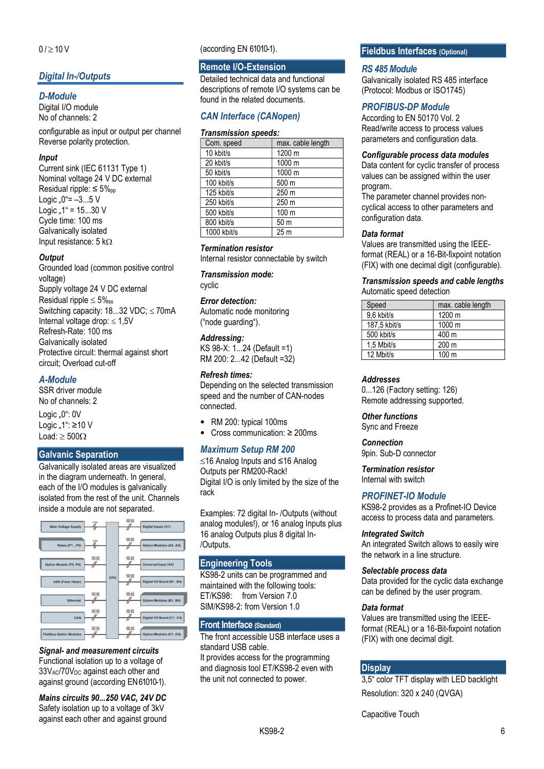0 / ≥ 10 V

## Digital In-/Outputs

### D-Module

Digital I/O module
No of channels: 2

configurable as input or output per channel
Reverse polarity protection.

**Input**
Current sink (IEC 61131 Type 1)
Nominal voltage 24 V DC external
Residual ripple: ≤ 5%$_{pp}$
Logic „0“= −3...5 V
Logic „1“ = 15...30 V
Cycle time: 100 ms
Galvanically isolated
Input resistance: 5 kΩ

**Output**
Grounded load (common positive control voltage)
Supply voltage 24 V DC external
Residual ripple ≤ 5%$_{ss}$
Switching capacity: 18...32 VDC; ≤ 70mA
Internal voltage drop: ≤ 1,5V
Refresh-Rate: 100 ms
Galvanically isolated
Protective circuit: thermal against short circuit; Overload cut-off

### A-Module

SSR driver module
No of channels: 2

Logic „0“: 0V
Logic „1“: ≥10 V
Load: ≥ 500Ω

## Galvanic Separation

Galvanically isolated areas are visualized in the diagram underneath. In general, each of the I/O modules is galvanically isolated from the rest of the unit. Channels inside a module are not separated.

**Signal- and measurement circuits**
Functional isolation up to a voltage of 33V$_{AC}$/70V$_{DC}$ against each other and against ground (according EN 61010-1).

**Mains circuits 90...250 VAC, 24V DC**
Safety isolation up to a voltage of 3kV against each other and against ground (according EN 61010-1).

## Remote I/O-Extension

Detailed technical data and functional descriptions of remote I/O systems can be found in the related documents.

### CAN Interface (CANopen)

**Transmission speeds:**

| Com. speed | max. cable length |
|---|---|
| 10 kbit/s | 1200 m |
| 20 kbit/s | 1000 m |
| 50 kbit/s | 1000 m |
| 100 kbit/s | 500 m |
| 125 kbit/s | 250 m |
| 250 kbit/s | 250 m |
| 500 kbit/s | 100 m |
| 800 kbit/s | 50 m |
| 1000 kbit/s | 25 m |

**Termination resistor**
Internal resistor connectable by switch

**Transmission mode:**
cyclic

**Error detection:**
Automatic node monitoring (“node guarding“).

**Addressing:**
KS 98-X: 1...24 (Default =1)
RM 200: 2...42 (Default =32)

**Refresh times:**
Depending on the selected transmission speed and the number of CAN-nodes connected.

- RM 200: typical 100ms
- Cross communication: ≥ 200ms

### Maximum Setup RM 200

≤16 Analog Inputs and ≤16 Analog Outputs per RM200-Rack!
Digital I/O is only limited by the size of the rack

Examples: 72 digital In- /Outputs (without analog modules!), or 16 analog Inputs plus 16 analog Outputs plus 8 digital In-/Outputs.

## Engineering Tools

KS98-2 units can be programmed and maintained with the following tools:
ET/KS98: from Version 7.0
SIM/KS98-2: from Version 1.0

## Front Interface (Standard)

The front accessible USB interface uses a standard USB cable.
It provides access for the programming and diagnosis tool ET/KS98-2 even with the unit not connected to power.

## Fieldbus Interfaces (Optional)

### RS 485 Module

Galvanically isolated RS 485 interface (Protocol: Modbus or ISO1745)

### PROFIBUS-DP Module

According to EN 50170 Vol. 2
Read/write access to process values parameters and configuration data.

**Configurable process data modules**
Data content for cyclic transfer of process values can be assigned within the user program.
The parameter channel provides non-cyclical access to other parameters and configuration data.

**Data format**
Values are transmitted using the IEEE-format (REAL) or a 16-Bit-fixpoint notation (FIX) with one decimal digit (configurable).

**Transmission speeds and cable lengths**
Automatic speed detection

| Speed | max. cable length |
|---|---|
| 9,6 kbit/s | 1200 m |
| 187,5 kbit/s | 1000 m |
| 500 kbit/s | 400 m |
| 1,5 Mbit/s | 200 m |
| 12 Mbit/s | 100 m |

**Addresses**
0...126 (Factory setting: 126)
Remote addressing supported.

**Other functions**
Sync and Freeze

**Connection**
9pin. Sub-D connector

**Termination resistor**
Internal with switch

### PROFINET-IO Module

KS98-2 provides as a Profinet-IO Device access to process data and parameters.

**Integrated Switch**
An integrated Switch allows to easily wire the network in a line structure.

**Selectable process data**
Data provided for the cyclic data exchange can be defined by the user program.

**Data format**
Values are transmitted using the IEEE-format (REAL) or a 16-Bit-fixpoint notation (FIX) with one decimal digit.

## Display

3,5“ color TFT display with LED backlight
Resolution: 320 x 240 (QVGA)

Capacitive Touch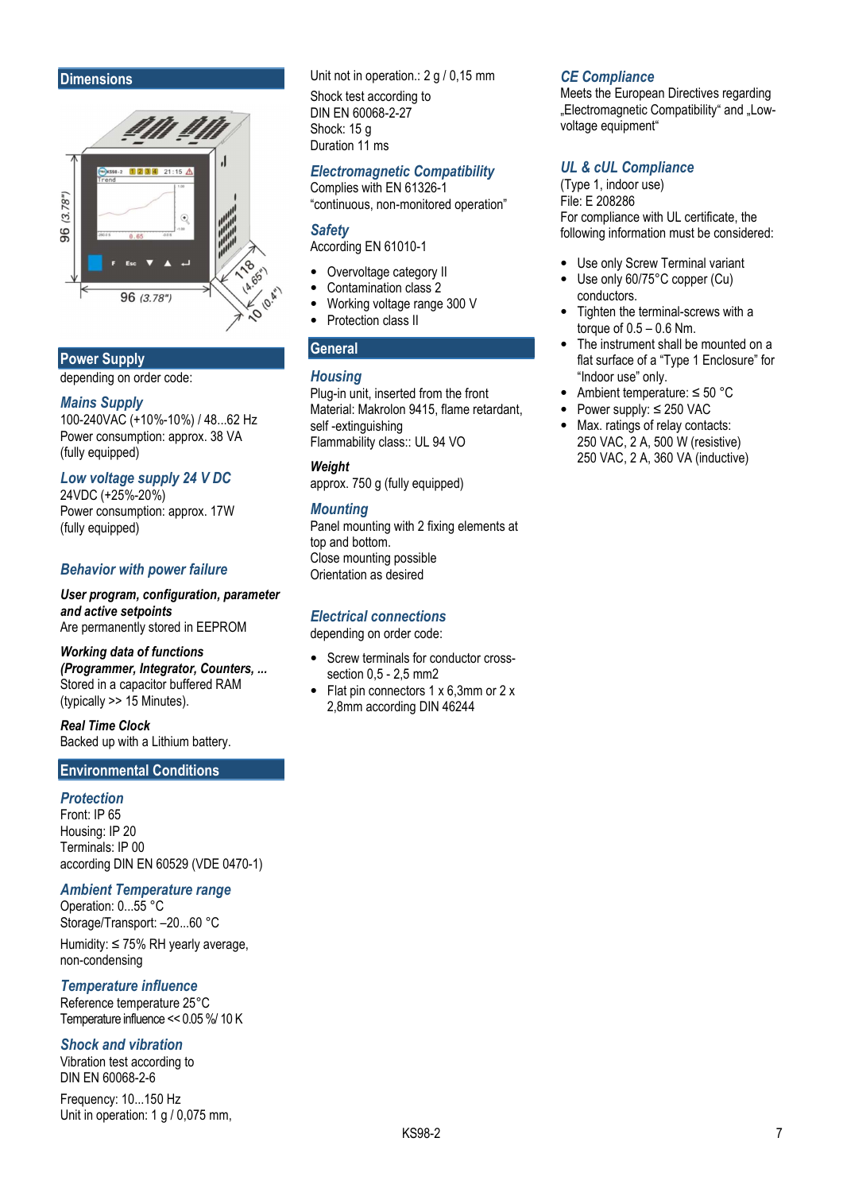## Dimensions

## Power Supply

depending on order code:

### Mains Supply

100-240VAC (+10%-10%) / 48...62 Hz
Power consumption: approx. 38 VA
(fully equipped)

### Low voltage supply 24 V DC

24VDC (+25%-20%)
Power consumption: approx. 17W
(fully equipped)

### Behavior with power failure

***User program, configuration, parameter and active setpoints***
Are permanently stored in EEPROM

***Working data of functions (Programmer, Integrator, Counters, ...***
Stored in a capacitor buffered RAM
(typically >> 15 Minutes).

***Real Time Clock***
Backed up with a Lithium battery.

## Environmental Conditions

### Protection

Front: IP 65
Housing: IP 20
Terminals: IP 00
according DIN EN 60529 (VDE 0470-1)

### Ambient Temperature range

Operation: 0...55 °C
Storage/Transport: –20...60 °C

Humidity: ≤ 75% RH yearly average, non-condensing

### Temperature influence

Reference temperature 25°C
Temperature influence << 0.05 %/ 10 K

### Shock and vibration

Vibration test according to
DIN EN 60068-2-6

Frequency: 10...150 Hz
Unit in operation: 1 g / 0,075 mm,
Unit not in operation.: 2 g / 0,15 mm

Shock test according to
DIN EN 60068-2-27
Shock: 15 g
Duration 11 ms

### Electromagnetic Compatibility

Complies with EN 61326-1
"continuous, non-monitored operation"

### Safety

According EN 61010-1

- Overvoltage category II
- Contamination class 2
- Working voltage range 300 V
- Protection class II

## General

### Housing

Plug-in unit, inserted from the front
Material: Makrolon 9415, flame retardant, self -extinguishing
Flammability class:: UL 94 VO

***Weight***
approx. 750 g (fully equipped)

### Mounting

Panel mounting with 2 fixing elements at top and bottom.
Close mounting possible
Orientation as desired

### Electrical connections

depending on order code:

- Screw terminals for conductor cross-section 0,5 - 2,5 mm2
- Flat pin connectors 1 x 6,3mm or 2 x 2,8mm according DIN 46244

### CE Compliance

Meets the European Directives regarding „Electromagnetic Compatibility" and „Low-voltage equipment"

### UL & cUL Compliance

(Type 1, indoor use)
File: E 208286
For compliance with UL certificate, the following information must be considered:

- Use only Screw Terminal variant
- Use only 60/75°C copper (Cu) conductors.
- Tighten the terminal-screws with a torque of 0.5 – 0.6 Nm.
- The instrument shall be mounted on a flat surface of a "Type 1 Enclosure" for "Indoor use" only.
- Ambient temperature: ≤ 50 °C
- Power supply: ≤ 250 VAC
- Max. ratings of relay contacts:
  250 VAC, 2 A, 500 W (resistive)
  250 VAC, 2 A, 360 VA (inductive)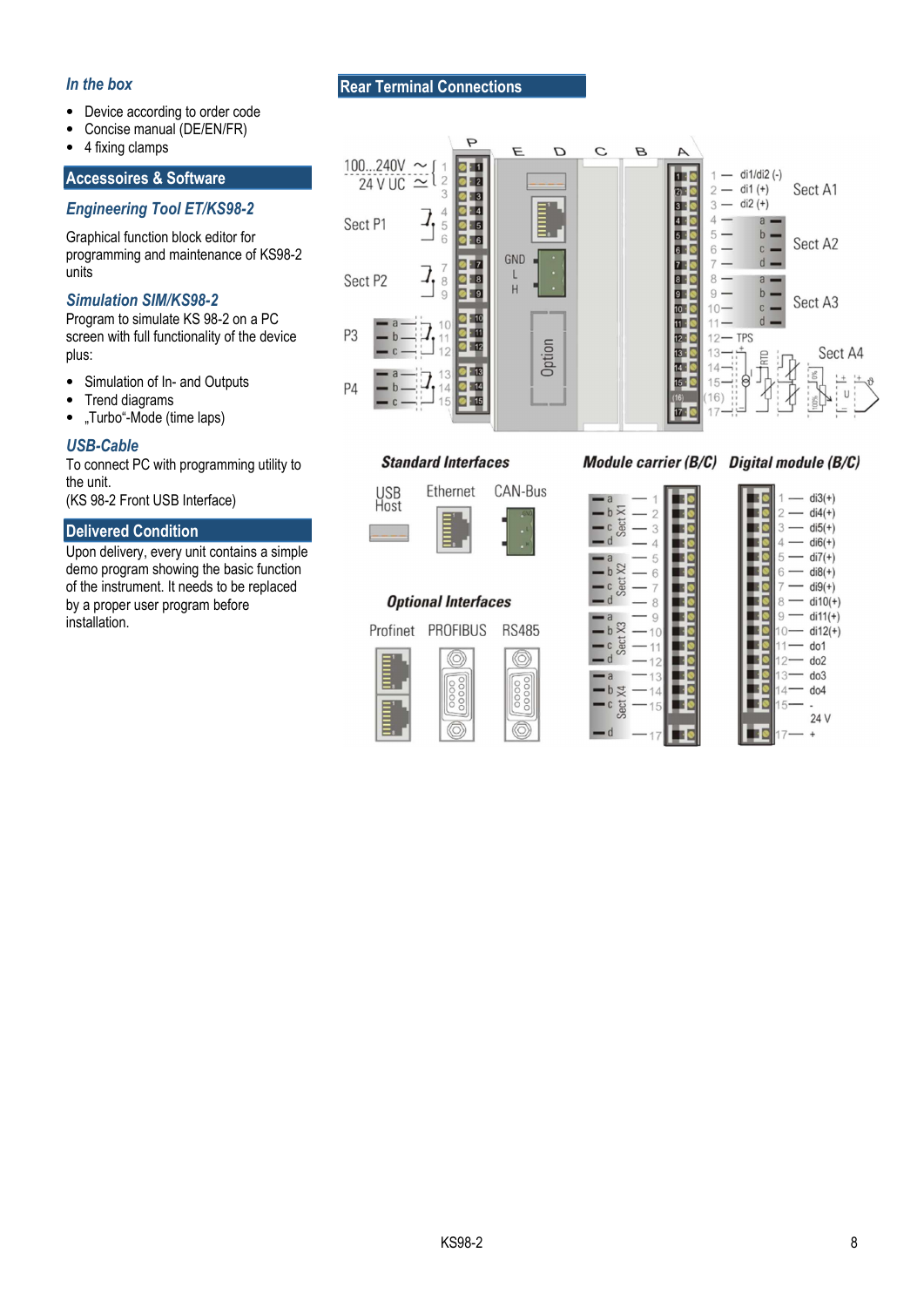### *In the box*

- Device according to order code
- Concise manual (DE/EN/FR)
- 4 fixing clamps

## Accessoires & Software

### *Engineering Tool ET/KS98-2*

Graphical function block editor for programming and maintenance of KS98-2 units

### *Simulation SIM/KS98-2*

Program to simulate KS 98-2 on a PC screen with full functionality of the device plus:

- Simulation of In- and Outputs
- Trend diagrams
- „Turbo"-Mode (time laps)

### *USB-Cable*

To connect PC with programming utility to the unit.
(KS 98-2 Front USB Interface)

## Delivered Condition

Upon delivery, every unit contains a simple demo program showing the basic function of the instrument. It needs to be replaced by a proper user program before installation.

## Rear Terminal Connections

P E D C B A

100...240V ~
24 V UC ≃

Sect P1

Sect P2

P3

P4

GND
L
H

Option

1 — di1/di2 (-)
2 — di1 (+)
3 — di2 (+)
Sect A1

Sect A2

Sect A3

12 — TPS
Sect A4

**Standard Interfaces**

USB Host — Ethernet — CAN-Bus

**Optional Interfaces**

Profinet — PROFIBUS — RS485

**Module carrier (B/C)**

Sect X1, Sect X2, Sect X3, Sect X4

**Digital module (B/C)**

1 — di3(+)
2 — di4(+)
3 — di5(+)
4 — di6(+)
5 — di7(+)
6 — di8(+)
7 — di9(+)
8 — di10(+)
9 — di11(+)
10 — di12(+)
11 — do1
12 — do2
13 — do3
14 — do4
15 — -
24 V
17 — +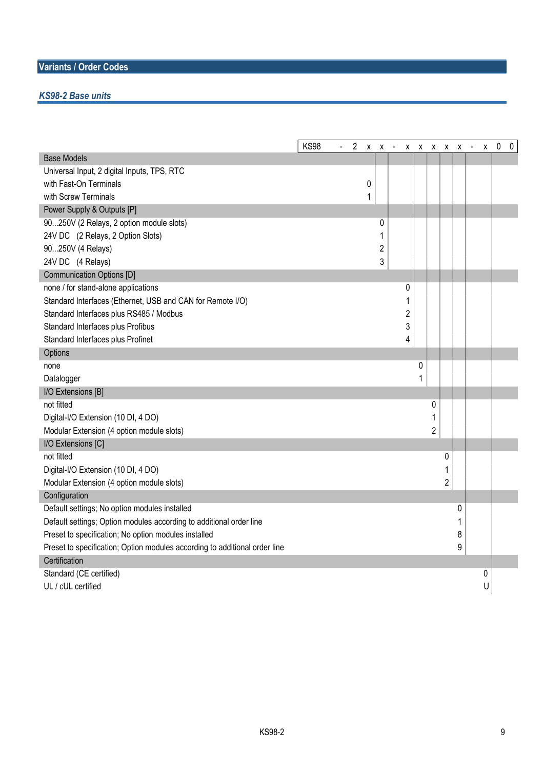## Variants / Order Codes

### *KS98-2 Base units*

| | KS98 | - | 2 | x | x | - | x | x | x | x | x | - | x | 0 | 0 |
|---|---|---|---|---|---|---|---|---|---|---|---|---|---|---|---|
| **Base Models** | | | | | | | | | | | | | | | |
| Universal Input, 2 digital Inputs, TPS, RTC | | | | | | | | | | | | | | | |
| with Fast-On Terminals | | | | 0 | | | | | | | | | | | |
| with Screw Terminals | | | | 1 | | | | | | | | | | | |
| **Power Supply & Outputs [P]** | | | | | | | | | | | | | | | |
| 90...250V (2 Relays, 2 option module slots) | | | | | 0 | | | | | | | | | | |
| 24V DC (2 Relays, 2 Option Slots) | | | | | 1 | | | | | | | | | | |
| 90...250V (4 Relays) | | | | | 2 | | | | | | | | | | |
| 24V DC (4 Relays) | | | | | 3 | | | | | | | | | | |
| **Communication Options [D]** | | | | | | | | | | | | | | | |
| none / for stand-alone applications | | | | | | | 0 | | | | | | | | |
| Standard Interfaces (Ethernet, USB and CAN for Remote I/O) | | | | | | | 1 | | | | | | | | |
| Standard Interfaces plus RS485 / Modbus | | | | | | | 2 | | | | | | | | |
| Standard Interfaces plus Profibus | | | | | | | 3 | | | | | | | | |
| Standard Interfaces plus Profinet | | | | | | | 4 | | | | | | | | |
| **Options** | | | | | | | | | | | | | | | |
| none | | | | | | | | 0 | | | | | | | |
| Datalogger | | | | | | | | 1 | | | | | | | |
| **I/O Extensions [B]** | | | | | | | | | | | | | | | |
| not fitted | | | | | | | | | 0 | | | | | | |
| Digital-I/O Extension (10 DI, 4 DO) | | | | | | | | | 1 | | | | | | |
| Modular Extension (4 option module slots) | | | | | | | | | 2 | | | | | | |
| **I/O Extensions [C]** | | | | | | | | | | | | | | | |
| not fitted | | | | | | | | | | 0 | | | | | |
| Digital-I/O Extension (10 DI, 4 DO) | | | | | | | | | | 1 | | | | | |
| Modular Extension (4 option module slots) | | | | | | | | | | 2 | | | | | |
| **Configuration** | | | | | | | | | | | | | | | |
| Default settings; No option modules installed | | | | | | | | | | | 0 | | | | |
| Default settings; Option modules according to additional order line | | | | | | | | | | | 1 | | | | |
| Preset to specification; No option modules installed | | | | | | | | | | | 8 | | | | |
| Preset to specification; Option modules according to additional order line | | | | | | | | | | | 9 | | | | |
| **Certification** | | | | | | | | | | | | | | | |
| Standard (CE certified) | | | | | | | | | | | | | 0 | | |
| UL / cUL certified | | | | | | | | | | | | | U | | |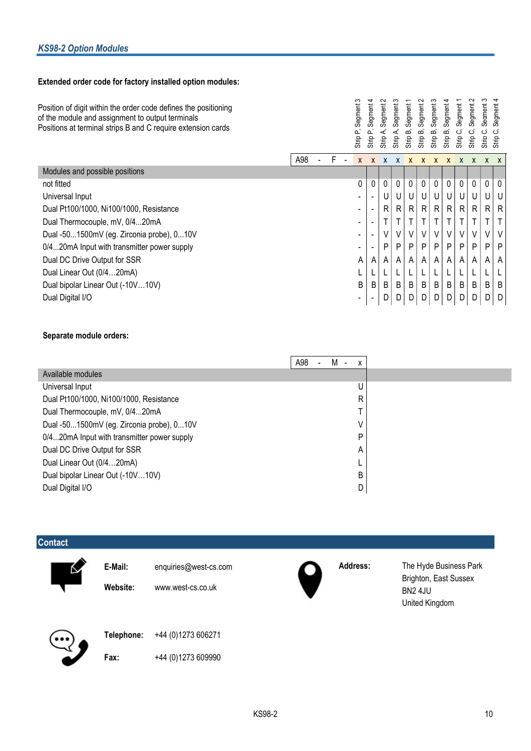## KS98-2 Option Modules

**Extended order code for factory installed option modules:**

Position of digit within the order code defines the positioning of the module and assignment to output terminals
Positions at terminal strips B and C require extension cards

| | A98 | - | F | - | Strip P, Segment 3 | Strip P, Segment 4 | Strip A, Segment 2 | Strip A, Segment 3 | Strip B, Segment 1 | Strip B, Segment 2 | Strip B, Segment 3 | Strip B, Segment 4 | Strip C, Segment 1 | Strip C, Segment 2 | Strip C, Segment 3 | Strip C, Segment 4 |
|---|---|---|---|---|---|---|---|---|---|---|---|---|---|---|---|---|
| | | | | | x | x | x | x | x | x | x | x | x | x | x | x |
| Modules and possible positions | | | | | | | | | | | | | | | | |
| not fitted | | | | | 0 | 0 | 0 | 0 | 0 | 0 | 0 | 0 | 0 | 0 | 0 | 0 |
| Universal Input | | | | | - | - | U | U | U | U | U | U | U | U | U | U |
| Dual Pt100/1000, Ni100/1000, Resistance | | | | | - | - | R | R | R | R | R | R | R | R | R | R |
| Dual Thermocouple, mV, 0/4...20mA | | | | | - | - | T | T | T | T | T | T | T | T | T | T |
| Dual -50...1500mV (eg. Zirconia probe), 0...10V | | | | | - | - | V | V | V | V | V | V | V | V | V | V |
| 0/4...20mA Input with transmitter power supply | | | | | - | - | P | P | P | P | P | P | P | P | P | P |
| Dual DC Drive Output for SSR | | | | | A | A | A | A | A | A | A | A | A | A | A | A |
| Dual Linear Out (0/4…20mA) | | | | | L | L | L | L | L | L | L | L | L | L | L | L |
| Dual bipolar Linear Out (-10V…10V) | | | | | B | B | B | B | B | B | B | B | B | B | B | B |
| Dual Digital I/O | | | | | - | - | D | D | D | D | D | D | D | D | D | D |

**Separate module orders:**

| | A98 | - | M | - | x |
|---|---|---|---|---|---|
| Available modules | | | | | |
| Universal Input | | | | | U |
| Dual Pt100/1000, Ni100/1000, Resistance | | | | | R |
| Dual Thermocouple, mV, 0/4...20mA | | | | | T |
| Dual -50...1500mV (eg. Zirconia probe), 0...10V | | | | | V |
| 0/4...20mA Input with transmitter power supply | | | | | P |
| Dual DC Drive Output for SSR | | | | | A |
| Dual Linear Out (0/4…20mA) | | | | | L |
| Dual bipolar Linear Out (-10V…10V) | | | | | B |
| Dual Digital I/O | | | | | D |

## Contact

**E-Mail:** enquiries@west-cs.com

**Website:** www.west-cs.co.uk

**Address:** The Hyde Business Park
Brighton, East Sussex
BN2 4JU
United Kingdom

**Telephone:** +44 (0)1273 606271

**Fax:** +44 (0)1273 609990